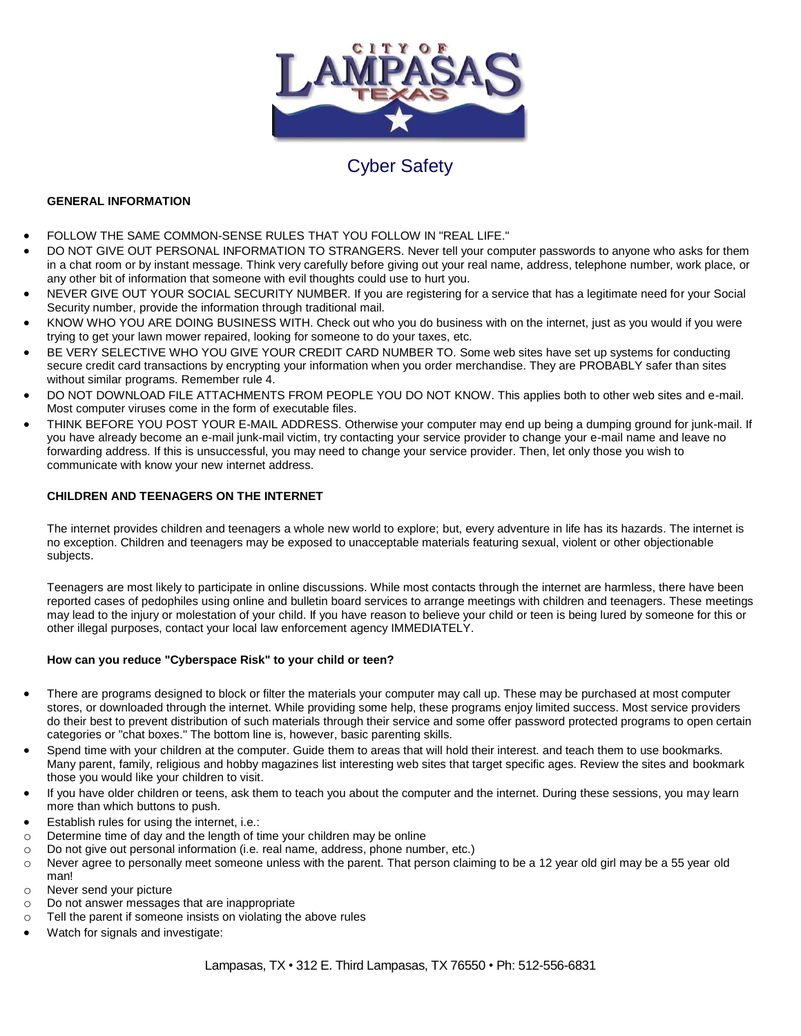CITY OF LAMPASAS TEXAS

# Cyber Safety

**GENERAL INFORMATION**

- FOLLOW THE SAME COMMON-SENSE RULES THAT YOU FOLLOW IN "REAL LIFE."
- DO NOT GIVE OUT PERSONAL INFORMATION TO STRANGERS. Never tell your computer passwords to anyone who asks for them in a chat room or by instant message. Think very carefully before giving out your real name, address, telephone number, work place, or any other bit of information that someone with evil thoughts could use to hurt you.
- NEVER GIVE OUT YOUR SOCIAL SECURITY NUMBER. If you are registering for a service that has a legitimate need for your Social Security number, provide the information through traditional mail.
- KNOW WHO YOU ARE DOING BUSINESS WITH. Check out who you do business with on the internet, just as you would if you were trying to get your lawn mower repaired, looking for someone to do your taxes, etc.
- BE VERY SELECTIVE WHO YOU GIVE YOUR CREDIT CARD NUMBER TO. Some web sites have set up systems for conducting secure credit card transactions by encrypting your information when you order merchandise. They are PROBABLY safer than sites without similar programs. Remember rule 4.
- DO NOT DOWNLOAD FILE ATTACHMENTS FROM PEOPLE YOU DO NOT KNOW. This applies both to other web sites and e-mail. Most computer viruses come in the form of executable files.
- THINK BEFORE YOU POST YOUR E-MAIL ADDRESS. Otherwise your computer may end up being a dumping ground for junk-mail. If you have already become an e-mail junk-mail victim, try contacting your service provider to change your e-mail name and leave no forwarding address. If this is unsuccessful, you may need to change your service provider. Then, let only those you wish to communicate with know your new internet address.

**CHILDREN AND TEENAGERS ON THE INTERNET**

The internet provides children and teenagers a whole new world to explore; but, every adventure in life has its hazards. The internet is no exception. Children and teenagers may be exposed to unacceptable materials featuring sexual, violent or other objectionable subjects.

Teenagers are most likely to participate in online discussions. While most contacts through the internet are harmless, there have been reported cases of pedophiles using online and bulletin board services to arrange meetings with children and teenagers. These meetings may lead to the injury or molestation of your child. If you have reason to believe your child or teen is being lured by someone for this or other illegal purposes, contact your local law enforcement agency IMMEDIATELY.

**How can you reduce "Cyberspace Risk" to your child or teen?**

- There are programs designed to block or filter the materials your computer may call up. These may be purchased at most computer stores, or downloaded through the internet. While providing some help, these programs enjoy limited success. Most service providers do their best to prevent distribution of such materials through their service and some offer password protected programs to open certain categories or "chat boxes." The bottom line is, however, basic parenting skills.
- Spend time with your children at the computer. Guide them to areas that will hold their interest. and teach them to use bookmarks. Many parent, family, religious and hobby magazines list interesting web sites that target specific ages. Review the sites and bookmark those you would like your children to visit.
- If you have older children or teens, ask them to teach you about the computer and the internet. During these sessions, you may learn more than which buttons to push.
- Establish rules for using the internet, i.e.:
  - Determine time of day and the length of time your children may be online
  - Do not give out personal information (i.e. real name, address, phone number, etc.)
  - Never agree to personally meet someone unless with the parent. That person claiming to be a 12 year old girl may be a 55 year old man!
  - Never send your picture
  - Do not answer messages that are inappropriate
  - Tell the parent if someone insists on violating the above rules
- Watch for signals and investigate:

Lampasas, TX • 312 E. Third Lampasas, TX 76550 • Ph: 512-556-6831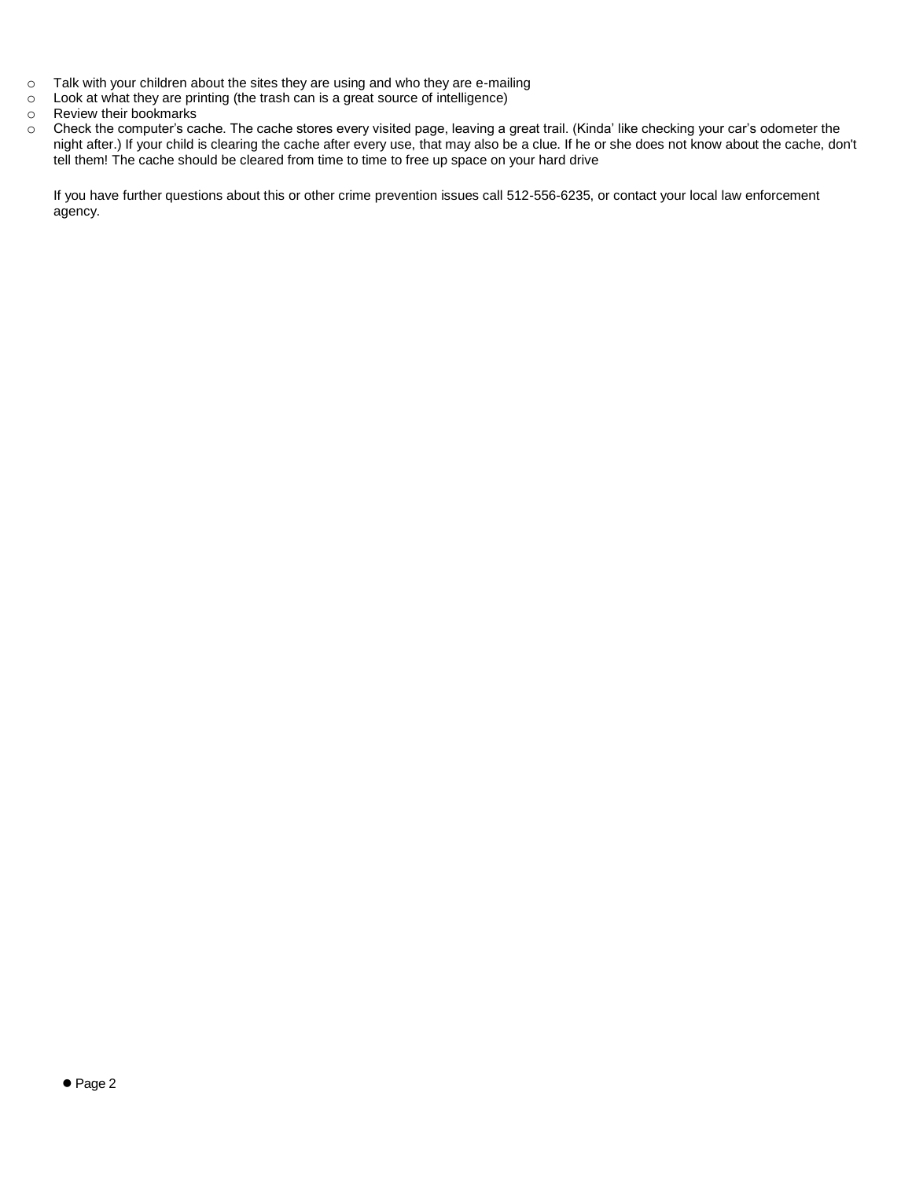- Talk with your children about the sites they are using and who they are e-mailing
- Look at what they are printing (the trash can is a great source of intelligence)
- Review their bookmarks
- Check the computer's cache. The cache stores every visited page, leaving a great trail. (Kinda' like checking your car's odometer the night after.) If your child is clearing the cache after every use, that may also be a clue. If he or she does not know about the cache, don't tell them! The cache should be cleared from time to time to free up space on your hard drive

If you have further questions about this or other crime prevention issues call 512-556-6235, or contact your local law enforcement agency.